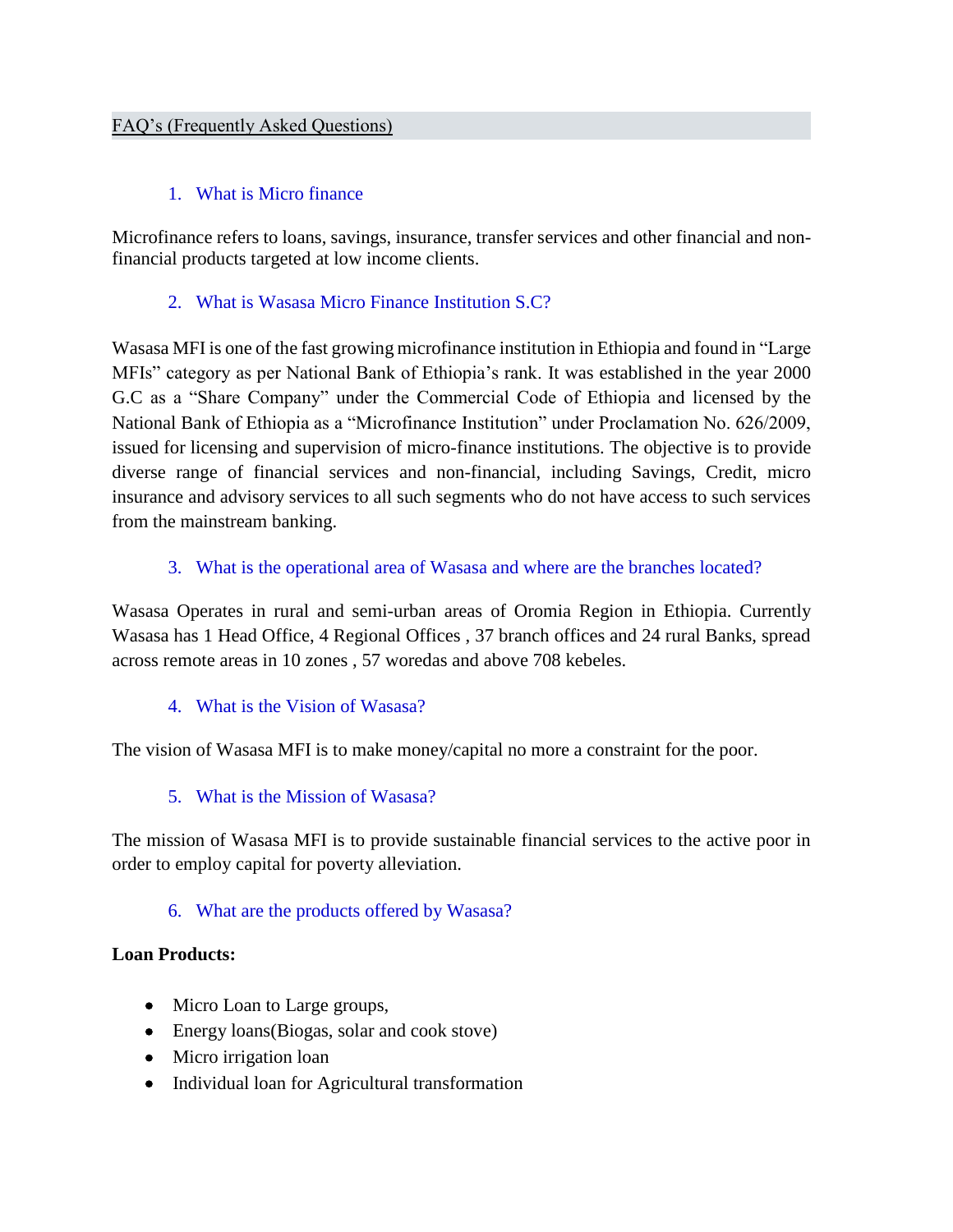# FAQ's (Frequently Asked Questions)

## 1. What is Micro finance

Microfinance refers to loans, savings, insurance, transfer services and other financial and non-financial products targeted at low income clients.

## 2. What is Wasasa Micro Finance Institution S.C?

Wasasa MFI is one of the fast growing microfinance institution in Ethiopia and found in "Large MFIs" category as per National Bank of Ethiopia's rank. It was established in the year 2000 G.C as a "Share Company" under the Commercial Code of Ethiopia and licensed by the National Bank of Ethiopia as a "Microfinance Institution" under Proclamation No. 626/2009, issued for licensing and supervision of micro-finance institutions. The objective is to provide diverse range of financial services and non-financial, including Savings, Credit, micro insurance and advisory services to all such segments who do not have access to such services from the mainstream banking.

## 3. What is the operational area of Wasasa and where are the branches located?

Wasasa Operates in rural and semi-urban areas of Oromia Region in Ethiopia. Currently Wasasa has 1 Head Office, 4 Regional Offices , 37 branch offices and 24 rural Banks, spread across remote areas in 10 zones , 57 woredas and above 708 kebeles.

## 4. What is the Vision of Wasasa?

The vision of Wasasa MFI is to make money/capital no more a constraint for the poor.

## 5. What is the Mission of Wasasa?

The mission of Wasasa MFI is to provide sustainable financial services to the active poor in order to employ capital for poverty alleviation.

## 6. What are the products offered by Wasasa?

**Loan Products:**

- Micro Loan to Large groups,
- Energy loans(Biogas, solar and cook stove)
- Micro irrigation loan
- Individual loan for Agricultural transformation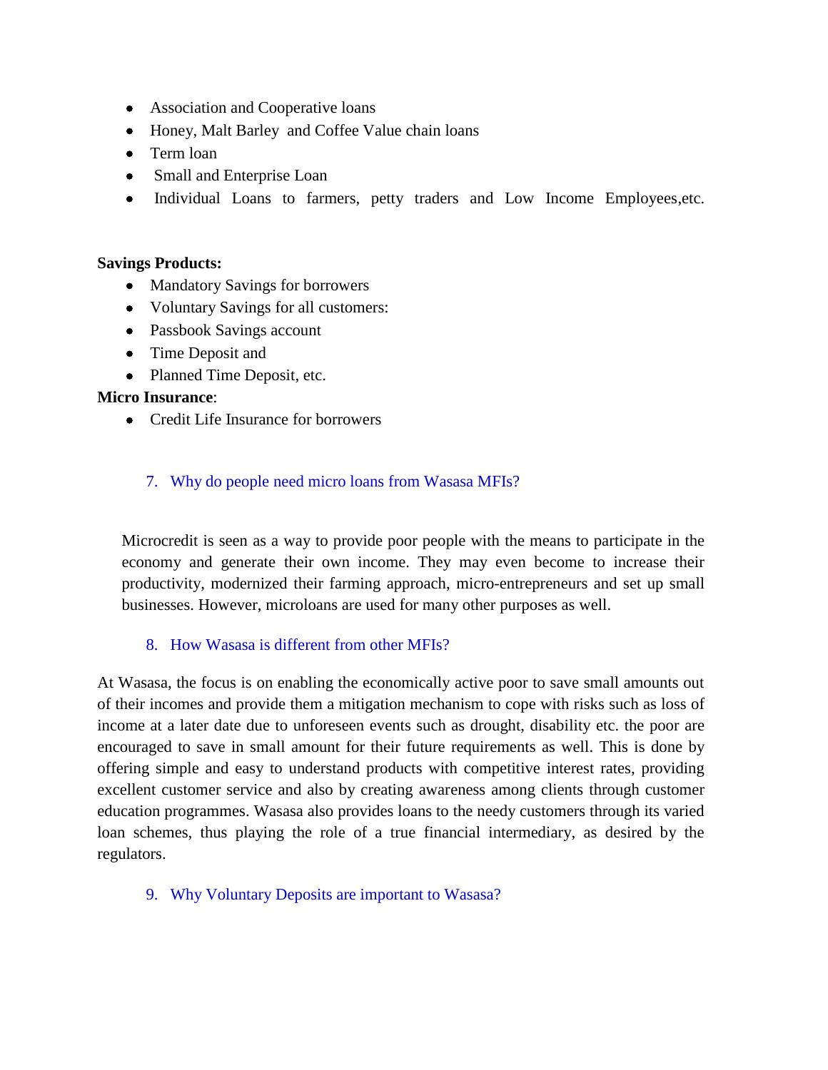- Association and Cooperative loans
- Honey, Malt Barley and Coffee Value chain loans
- Term loan
- Small and Enterprise Loan
- Individual Loans to farmers, petty traders and Low Income Employees,etc.

**Savings Products:**

- Mandatory Savings for borrowers
- Voluntary Savings for all customers:
- Passbook Savings account
- Time Deposit and
- Planned Time Deposit, etc.

**Micro Insurance**:

- Credit Life Insurance for borrowers

### 7. Why do people need micro loans from Wasasa MFIs?

Microcredit is seen as a way to provide poor people with the means to participate in the economy and generate their own income. They may even become to increase their productivity, modernized their farming approach, micro-entrepreneurs and set up small businesses. However, microloans are used for many other purposes as well.

### 8. How Wasasa is different from other MFIs?

At Wasasa, the focus is on enabling the economically active poor to save small amounts out of their incomes and provide them a mitigation mechanism to cope with risks such as loss of income at a later date due to unforeseen events such as drought, disability etc. the poor are encouraged to save in small amount for their future requirements as well. This is done by offering simple and easy to understand products with competitive interest rates, providing excellent customer service and also by creating awareness among clients through customer education programmes. Wasasa also provides loans to the needy customers through its varied loan schemes, thus playing the role of a true financial intermediary, as desired by the regulators.

### 9. Why Voluntary Deposits are important to Wasasa?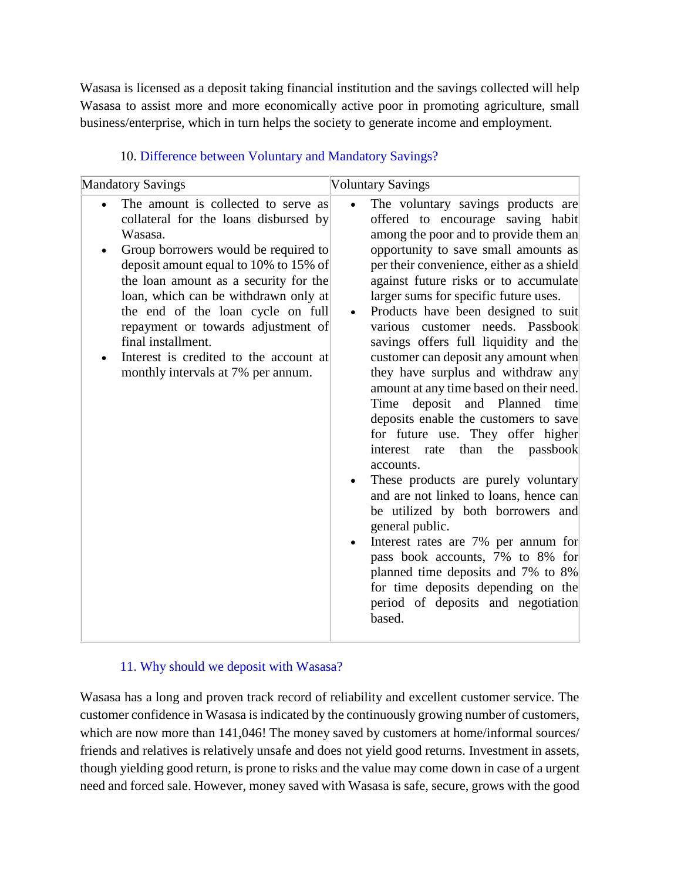Wasasa is licensed as a deposit taking financial institution and the savings collected will help Wasasa to assist more and more economically active poor in promoting agriculture, small business/enterprise, which in turn helps the society to generate income and employment.

### 10. Difference between Voluntary and Mandatory Savings?

| Mandatory Savings | Voluntary Savings |
|---|---|
| • The amount is collected to serve as collateral for the loans disbursed by Wasasa.<br>• Group borrowers would be required to deposit amount equal to 10% to 15% of the loan amount as a security for the loan, which can be withdrawn only at the end of the loan cycle on full repayment or towards adjustment of final installment.<br>• Interest is credited to the account at monthly intervals at 7% per annum. | • The voluntary savings products are offered to encourage saving habit among the poor and to provide them an opportunity to save small amounts as per their convenience, either as a shield against future risks or to accumulate larger sums for specific future uses.<br>• Products have been designed to suit various customer needs. Passbook savings offers full liquidity and the customer can deposit any amount when they have surplus and withdraw any amount at any time based on their need. Time deposit and Planned time deposits enable the customers to save for future use. They offer higher interest rate than the passbook accounts.<br>• These products are purely voluntary and are not linked to loans, hence can be utilized by both borrowers and general public.<br>• Interest rates are 7% per annum for pass book accounts, 7% to 8% for planned time deposits and 7% to 8% for time deposits depending on the period of deposits and negotiation based. |

### 11. Why should we deposit with Wasasa?

Wasasa has a long and proven track record of reliability and excellent customer service. The customer confidence in Wasasa is indicated by the continuously growing number of customers, which are now more than 141,046! The money saved by customers at home/informal sources/ friends and relatives is relatively unsafe and does not yield good returns. Investment in assets, though yielding good return, is prone to risks and the value may come down in case of a urgent need and forced sale. However, money saved with Wasasa is safe, secure, grows with the good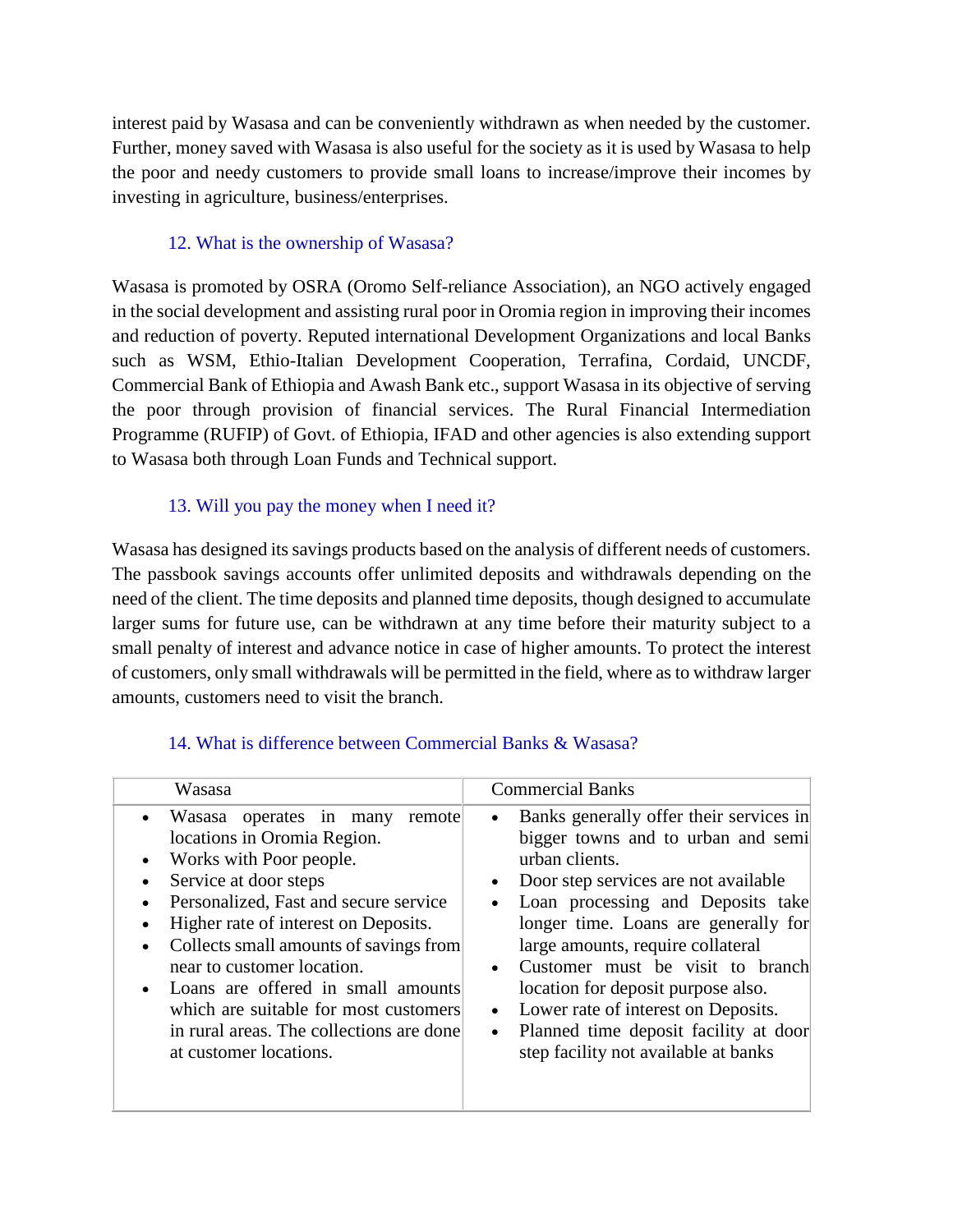interest paid by Wasasa and can be conveniently withdrawn as when needed by the customer. Further, money saved with Wasasa is also useful for the society as it is used by Wasasa to help the poor and needy customers to provide small loans to increase/improve their incomes by investing in agriculture, business/enterprises.

### 12. What is the ownership of Wasasa?

Wasasa is promoted by OSRA (Oromo Self-reliance Association), an NGO actively engaged in the social development and assisting rural poor in Oromia region in improving their incomes and reduction of poverty. Reputed international Development Organizations and local Banks such as WSM, Ethio-Italian Development Cooperation, Terrafina, Cordaid, UNCDF, Commercial Bank of Ethiopia and Awash Bank etc., support Wasasa in its objective of serving the poor through provision of financial services. The Rural Financial Intermediation Programme (RUFIP) of Govt. of Ethiopia, IFAD and other agencies is also extending support to Wasasa both through Loan Funds and Technical support.

### 13. Will you pay the money when I need it?

Wasasa has designed its savings products based on the analysis of different needs of customers. The passbook savings accounts offer unlimited deposits and withdrawals depending on the need of the client. The time deposits and planned time deposits, though designed to accumulate larger sums for future use, can be withdrawn at any time before their maturity subject to a small penalty of interest and advance notice in case of higher amounts. To protect the interest of customers, only small withdrawals will be permitted in the field, where as to withdraw larger amounts, customers need to visit the branch.

### 14. What is difference between Commercial Banks & Wasasa?

| Wasasa | Commercial Banks |
|---|---|
| • Wasasa operates in many remote locations in Oromia Region.<br>• Works with Poor people.<br>• Service at door steps<br>• Personalized, Fast and secure service<br>• Higher rate of interest on Deposits.<br>• Collects small amounts of savings from near to customer location.<br>• Loans are offered in small amounts which are suitable for most customers in rural areas. The collections are done at customer locations. | • Banks generally offer their services in bigger towns and to urban and semi urban clients.<br>• Door step services are not available<br>• Loan processing and Deposits take longer time. Loans are generally for large amounts, require collateral<br>• Customer must be visit to branch location for deposit purpose also.<br>• Lower rate of interest on Deposits.<br>• Planned time deposit facility at door step facility not available at banks |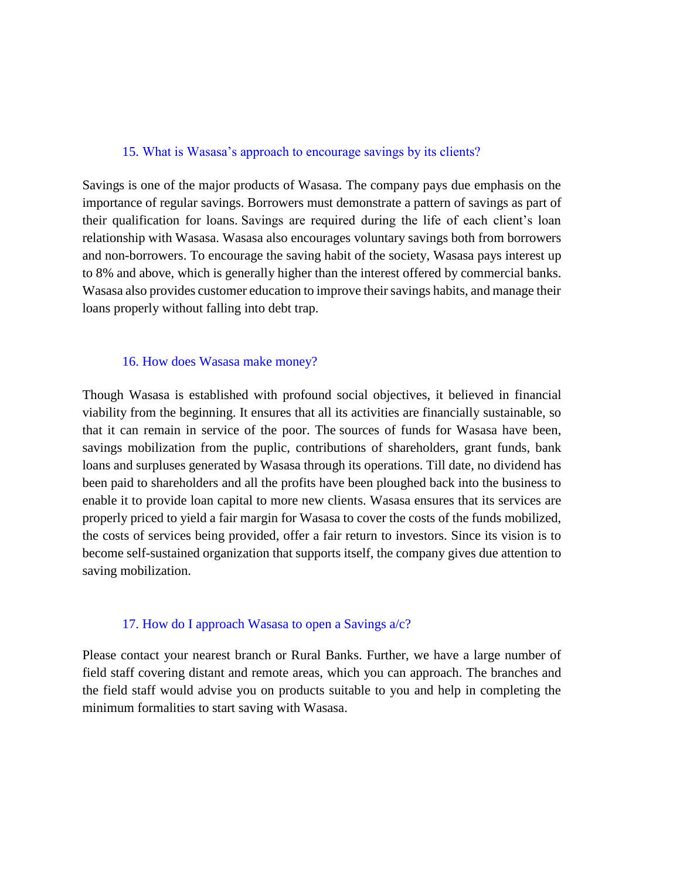### 15. What is Wasasa's approach to encourage savings by its clients?

Savings is one of the major products of Wasasa. The company pays due emphasis on the importance of regular savings. Borrowers must demonstrate a pattern of savings as part of their qualification for loans. Savings are required during the life of each client's loan relationship with Wasasa. Wasasa also encourages voluntary savings both from borrowers and non-borrowers. To encourage the saving habit of the society, Wasasa pays interest up to 8% and above, which is generally higher than the interest offered by commercial banks. Wasasa also provides customer education to improve their savings habits, and manage their loans properly without falling into debt trap.

### 16. How does Wasasa make money?

Though Wasasa is established with profound social objectives, it believed in financial viability from the beginning. It ensures that all its activities are financially sustainable, so that it can remain in service of the poor. The sources of funds for Wasasa have been, savings mobilization from the puplic, contributions of shareholders, grant funds, bank loans and surpluses generated by Wasasa through its operations. Till date, no dividend has been paid to shareholders and all the profits have been ploughed back into the business to enable it to provide loan capital to more new clients. Wasasa ensures that its services are properly priced to yield a fair margin for Wasasa to cover the costs of the funds mobilized, the costs of services being provided, offer a fair return to investors. Since its vision is to become self-sustained organization that supports itself, the company gives due attention to saving mobilization.

### 17. How do I approach Wasasa to open a Savings a/c?

Please contact your nearest branch or Rural Banks. Further, we have a large number of field staff covering distant and remote areas, which you can approach. The branches and the field staff would advise you on products suitable to you and help in completing the minimum formalities to start saving with Wasasa.